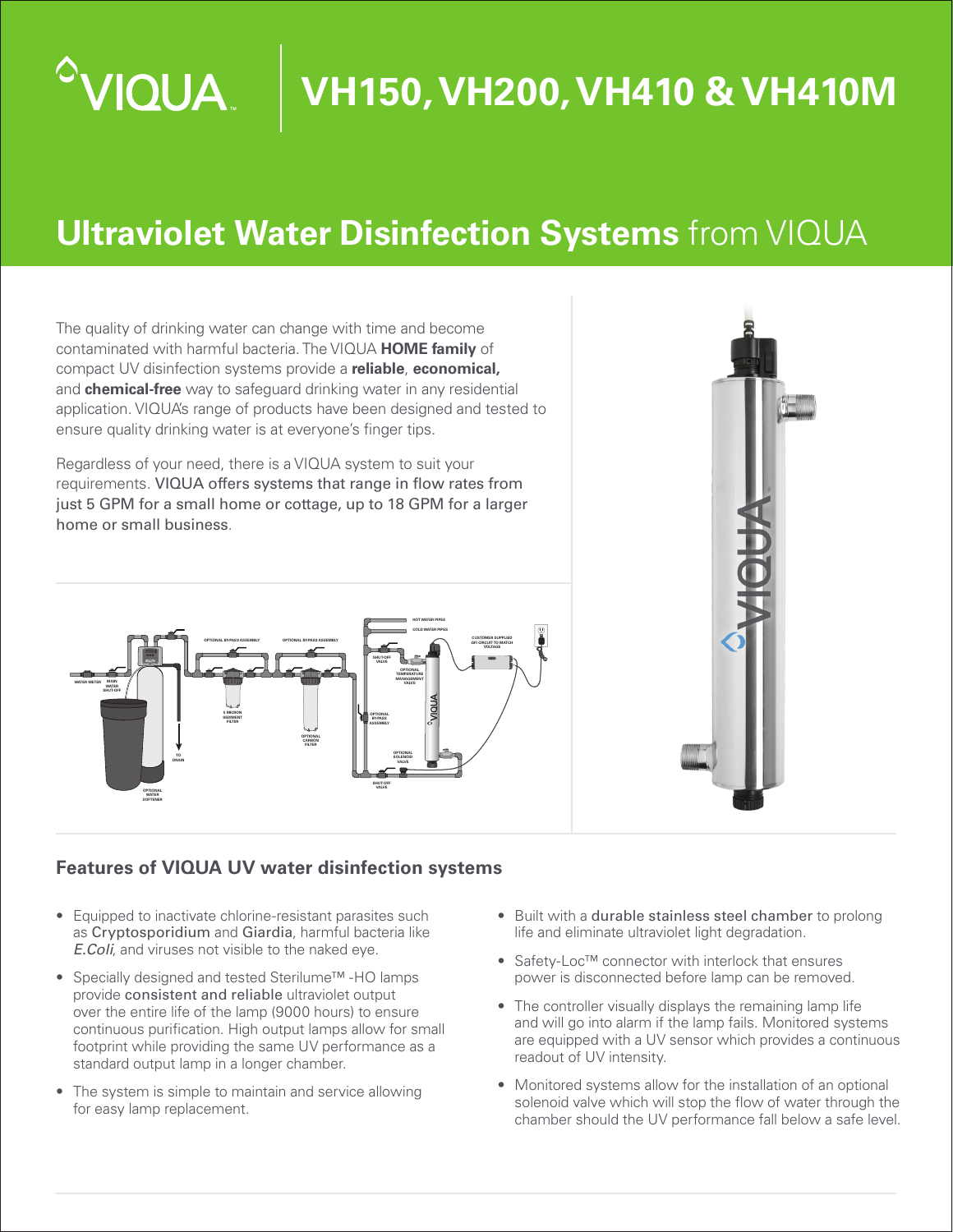# VIQUA VH150, VH200, VH410 & VH410M

## **Ultraviolet Water Disinfection Systems** from VIQUA

The quality of drinking water can change with time and become contaminated with harmful bacteria. The VIQUA **HOME family** of compact UV disinfection systems provide a **reliable**, **economical,** and **chemical-free** way to safeguard drinking water in any residential application. VIQUA's range of products have been designed and tested to ensure quality drinking water is at everyone's finger tips.

Regardless of your need, there is a VIQUA system to suit your requirements. VIQUA offers systems that range in flow rates from just 5 GPM for a small home or cottage, up to 18 GPM for a larger home or small business.

### Features of VIQUA UV water disinfection systems

- Equipped to inactivate chlorine-resistant parasites such as Cryptosporidium and Giardia, harmful bacteria like *E.Coli*, and viruses not visible to the naked eye.
- Specially designed and tested Sterilume™ -HO lamps provide consistent and reliable ultraviolet output over the entire life of the lamp (9000 hours) to ensure continuous purification. High output lamps allow for small footprint while providing the same UV performance as a standard output lamp in a longer chamber.
- The system is simple to maintain and service allowing for easy lamp replacement.
- Built with a durable stainless steel chamber to prolong life and eliminate ultraviolet light degradation.
- Safety-Loc™ connector with interlock that ensures power is disconnected before lamp can be removed.
- The controller visually displays the remaining lamp life and will go into alarm if the lamp fails. Monitored systems are equipped with a UV sensor which provides a continuous readout of UV intensity.
- Monitored systems allow for the installation of an optional solenoid valve which will stop the flow of water through the chamber should the UV performance fall below a safe level.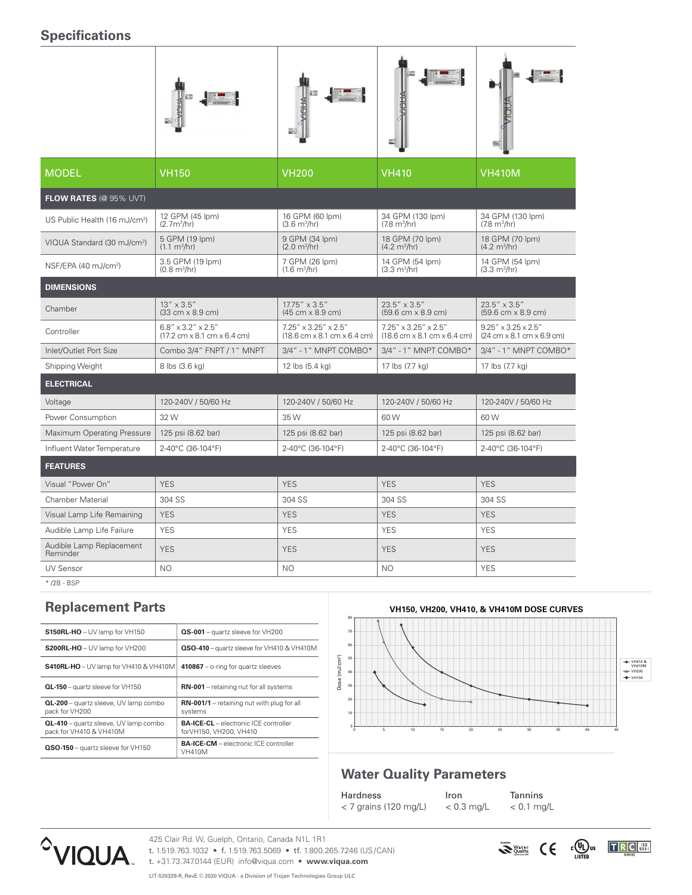## Specifications

| MODEL | VH150 | VH200 | VH410 | VH410M |
|---|---|---|---|---|
| **FLOW RATES** (@ 95% UVT) | | | | |
| US Public Health (16 mJ/cm²) | 12 GPM (45 lpm) (2.7m³/hr) | 16 GPM (60 lpm) (3.6 m³/hr) | 34 GPM (130 lpm) (7.8 m³/hr) | 34 GPM (130 lpm) (7.8 m³/hr) |
| VIQUA Standard (30 mJ/cm²) | 5 GPM (19 lpm) (1.1 m³/hr) | 9 GPM (34 lpm) (2.0 m³/hr) | 18 GPM (70 lpm) (4.2 m³/hr) | 18 GPM (70 lpm) (4.2 m³/hr) |
| NSF/EPA (40 mJ/cm²) | 3.5 GPM (19 lpm) (0.8 m³/hr) | 7 GPM (26 lpm) (1.6 m³/hr) | 14 GPM (54 lpm) (3.3 m³/hr) | 14 GPM (54 lpm) (3.3 m³/hr) |
| **DIMENSIONS** | | | | |
| Chamber | 13" x 3.5" (33 cm x 8.9 cm) | 17.75" x 3.5" (45 cm x 8.9 cm) | 23.5" x 3.5" (59.6 cm x 8.9 cm) | 23.5" x 3.5" (59.6 cm x 8.9 cm) |
| Controller | 6.8" x 3.2" x 2.5" (17.2 cm x 8.1 cm x 6.4 cm) | 7.25" x 3.25" x 2.5" (18.6 cm x 8.1 cm x 6.4 cm) | 7.25" x 3.25" x 2.5" (18.6 cm x 8.1 cm x 6.4 cm) | 9.25" x 3.25 x 2.5" (24 cm x 8.1 cm x 6.9 cm) |
| Inlet/Outlet Port Size | Combo 3/4" FNPT / 1" MNPT | 3/4" - 1" MNPT COMBO* | 3/4" - 1" MNPT COMBO* | 3/4" - 1" MNPT COMBO* |
| Shipping Weight | 8 lbs (3.6 kg) | 12 lbs (5.4 kg) | 17 lbs (7.7 kg) | 17 lbs (7.7 kg) |
| **ELECTRICAL** | | | | |
| Voltage | 120-240V / 50/60 Hz | 120-240V / 50/60 Hz | 120-240V / 50/60 Hz | 120-240V / 50/60 Hz |
| Power Consumption | 32 W | 35 W | 60 W | 60 W |
| Maximum Operating Pressure | 125 psi (8.62 bar) | 125 psi (8.62 bar) | 125 psi (8.62 bar) | 125 psi (8.62 bar) |
| Influent Water Temperature | 2-40°C (36-104°F) | 2-40°C (36-104°F) | 2-40°C (36-104°F) | 2-40°C (36-104°F) |
| **FEATURES** | | | | |
| Visual "Power On" | YES | YES | YES | YES |
| Chamber Material | 304 SS | 304 SS | 304 SS | 304 SS |
| Visual Lamp Life Remaining | YES | YES | YES | YES |
| Audible Lamp Life Failure | YES | YES | YES | YES |
| Audible Lamp Replacement Reminder | YES | YES | YES | YES |
| UV Sensor | NO | NO | NO | YES |

* /2B - BSP

## Replacement Parts

| | |
|---|---|
| **S150RL-HO** – UV lamp for VH150 | **QS-001** – quartz sleeve for VH200 |
| **S200RL-HO** – UV lamp for VH200 | **QSO-410** – quartz sleeve for VH410 & VH410M |
| **S410RL-HO** – UV lamp for VH410 & VH410M | **410867** – o-ring for quartz sleeves |
| **QL-150** – quartz sleeve for VH150 | **RN-001** – retaining nut for all systems |
| **QL-200** – quartz sleeve, UV lamp combo pack for VH200 | **RN-001/1** – retaining nut with plug for all systems |
| **QL-410** – quartz sleeve, UV lamp combo pack for VH410 & VH410M | **BA-ICE-CL** – electronic ICE controller forVH150, VH200, VH410 |
| **QSO-150** – quartz sleeve for VH150 | **BA-ICE-CM** – electronic ICE controller VH410M |

**VH150, VH200, VH410, & VH410M DOSE CURVES**

Dose (mJ/cm²)

0 10 20 30 40 50 60 70 80

0 5 10 15 20 25 30 35 40 45

VH410 & VH410M
VH200
VH150

## Water Quality Parameters

| Hardness | Iron | Tannins |
|---|---|---|
| < 7 grains (120 mg/L) | < 0.3 mg/L | < 0.1 mg/L |

VIQUA

425 Clair Rd. W, Guelph, Ontario, Canada N1L 1R1
t. 1.519.763.1032 • f. 1.519.763.5069 • tf. 1.800.265.7246 (US/CAN)
t. +31.73.747.0144 (EUR) info@viqua.com • **www.viqua.com**

LIT-520329-R_RevE © 2020 VIQUA - a Division of Trojan Technologies Group ULC